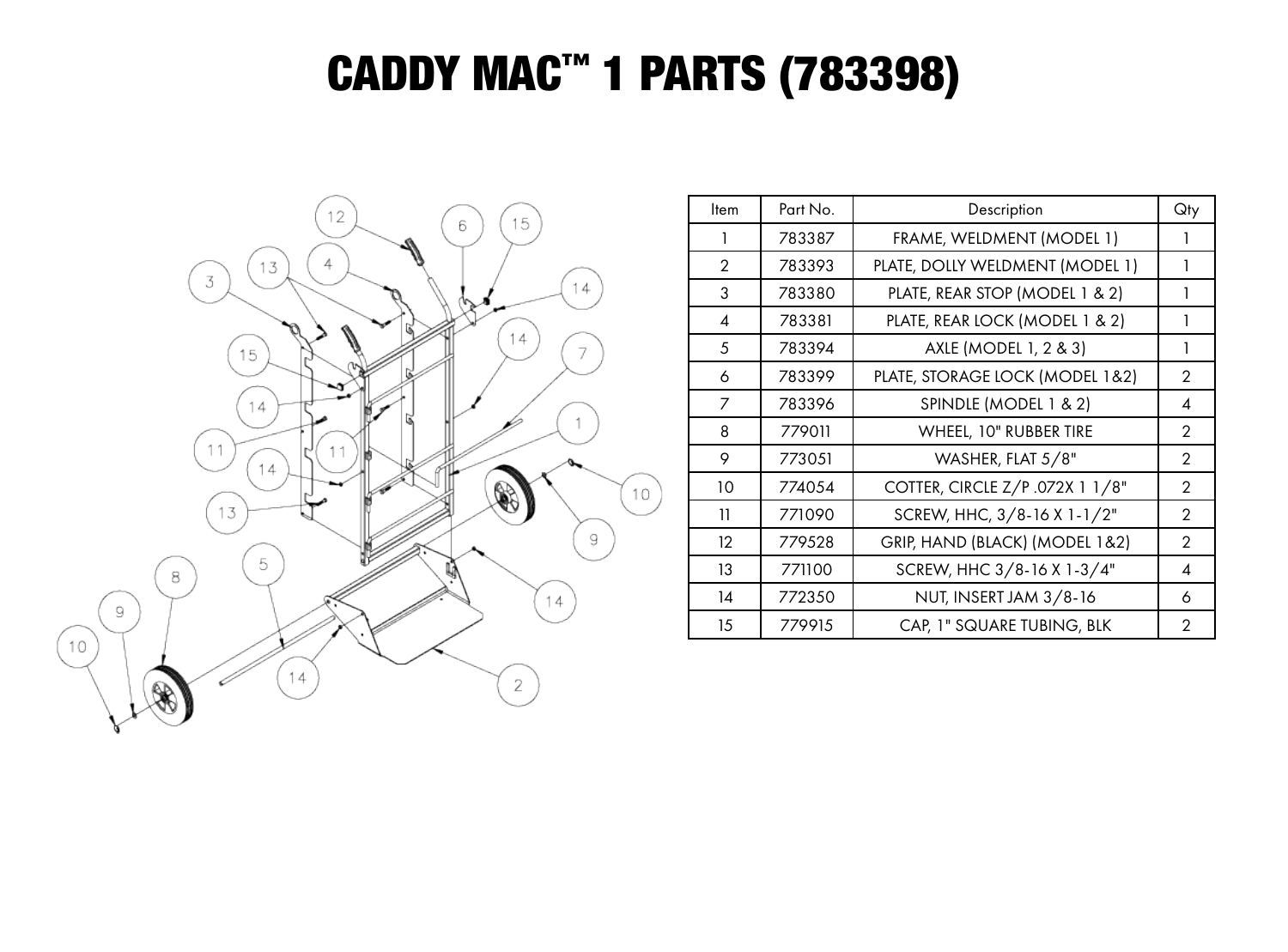# CADDY MAC™ 1 PARTS (783398)

| Item | Part No. | Description | Qty |
|---|---|---|---|
| 1 | 783387 | FRAME, WELDMENT (MODEL 1) | 1 |
| 2 | 783393 | PLATE, DOLLY WELDMENT (MODEL 1) | 1 |
| 3 | 783380 | PLATE, REAR STOP (MODEL 1 & 2) | 1 |
| 4 | 783381 | PLATE, REAR LOCK (MODEL 1 & 2) | 1 |
| 5 | 783394 | AXLE (MODEL 1, 2 & 3) | 1 |
| 6 | 783399 | PLATE, STORAGE LOCK (MODEL 1&2) | 2 |
| 7 | 783396 | SPINDLE (MODEL 1 & 2) | 4 |
| 8 | 779011 | WHEEL, 10" RUBBER TIRE | 2 |
| 9 | 773051 | WASHER, FLAT 5/8" | 2 |
| 10 | 774054 | COTTER, CIRCLE Z/P .072X 1 1/8" | 2 |
| 11 | 771090 | SCREW, HHC, 3/8-16 X 1-1/2" | 2 |
| 12 | 779528 | GRIP, HAND (BLACK) (MODEL 1&2) | 2 |
| 13 | 771100 | SCREW, HHC 3/8-16 X 1-3/4" | 4 |
| 14 | 772350 | NUT, INSERT JAM 3/8-16 | 6 |
| 15 | 779915 | CAP, 1" SQUARE TUBING, BLK | 2 |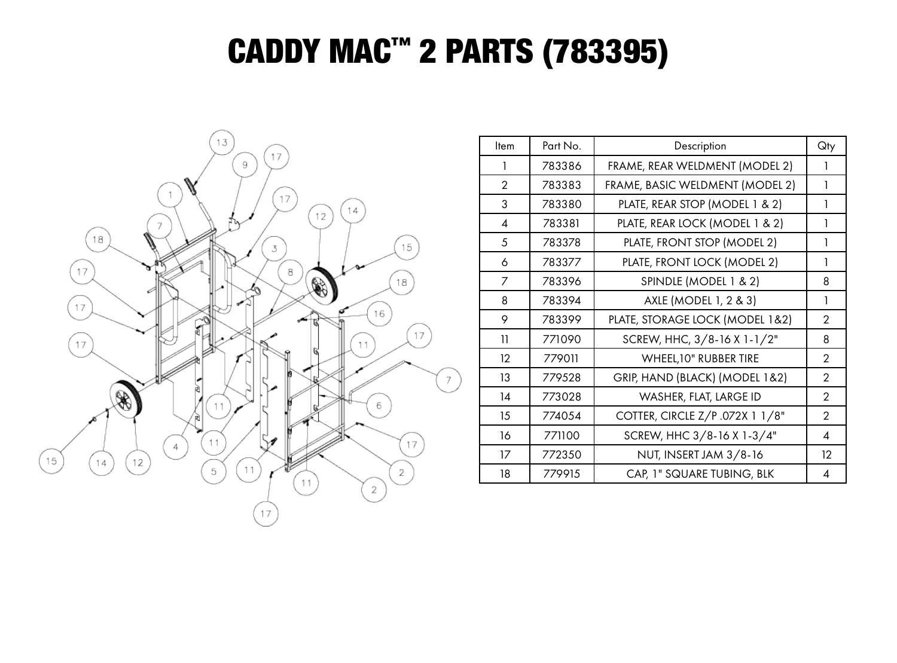# CADDY MAC™ 2 PARTS (783395)

| Item | Part No. | Description | Qty |
|---|---|---|---|
| 1 | 783386 | FRAME, REAR WELDMENT (MODEL 2) | 1 |
| 2 | 783383 | FRAME, BASIC WELDMENT (MODEL 2) | 1 |
| 3 | 783380 | PLATE, REAR STOP (MODEL 1 & 2) | 1 |
| 4 | 783381 | PLATE, REAR LOCK (MODEL 1 & 2) | 1 |
| 5 | 783378 | PLATE, FRONT STOP (MODEL 2) | 1 |
| 6 | 783377 | PLATE, FRONT LOCK (MODEL 2) | 1 |
| 7 | 783396 | SPINDLE (MODEL 1 & 2) | 8 |
| 8 | 783394 | AXLE (MODEL 1, 2 & 3) | 1 |
| 9 | 783399 | PLATE, STORAGE LOCK (MODEL 1&2) | 2 |
| 11 | 771090 | SCREW, HHC, 3/8-16 X 1-1/2" | 8 |
| 12 | 779011 | WHEEL,10" RUBBER TIRE | 2 |
| 13 | 779528 | GRIP, HAND (BLACK) (MODEL 1&2) | 2 |
| 14 | 773028 | WASHER, FLAT, LARGE ID | 2 |
| 15 | 774054 | COTTER, CIRCLE Z/P .072X 1 1/8" | 2 |
| 16 | 771100 | SCREW, HHC 3/8-16 X 1-3/4" | 4 |
| 17 | 772350 | NUT, INSERT JAM 3/8-16 | 12 |
| 18 | 779915 | CAP, 1" SQUARE TUBING, BLK | 4 |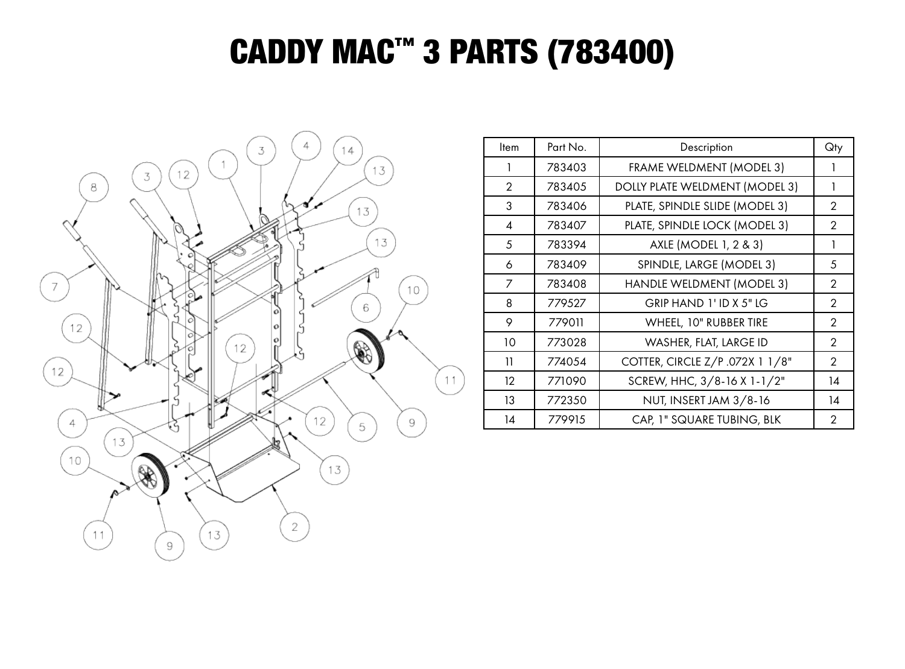# CADDY MAC™ 3 PARTS (783400)

| Item | Part No. | Description | Qty |
|---|---|---|---|
| 1 | 783403 | FRAME WELDMENT (MODEL 3) | 1 |
| 2 | 783405 | DOLLY PLATE WELDMENT (MODEL 3) | 1 |
| 3 | 783406 | PLATE, SPINDLE SLIDE (MODEL 3) | 2 |
| 4 | 783407 | PLATE, SPINDLE LOCK (MODEL 3) | 2 |
| 5 | 783394 | AXLE (MODEL 1, 2 & 3) | 1 |
| 6 | 783409 | SPINDLE, LARGE (MODEL 3) | 5 |
| 7 | 783408 | HANDLE WELDMENT (MODEL 3) | 2 |
| 8 | 779527 | GRIP HAND 1' ID X 5" LG | 2 |
| 9 | 779011 | WHEEL, 10" RUBBER TIRE | 2 |
| 10 | 773028 | WASHER, FLAT, LARGE ID | 2 |
| 11 | 774054 | COTTER, CIRCLE Z/P .072X 1 1/8" | 2 |
| 12 | 771090 | SCREW, HHC, 3/8-16 X 1-1/2" | 14 |
| 13 | 772350 | NUT, INSERT JAM 3/8-16 | 14 |
| 14 | 779915 | CAP, 1" SQUARE TUBING, BLK | 2 |